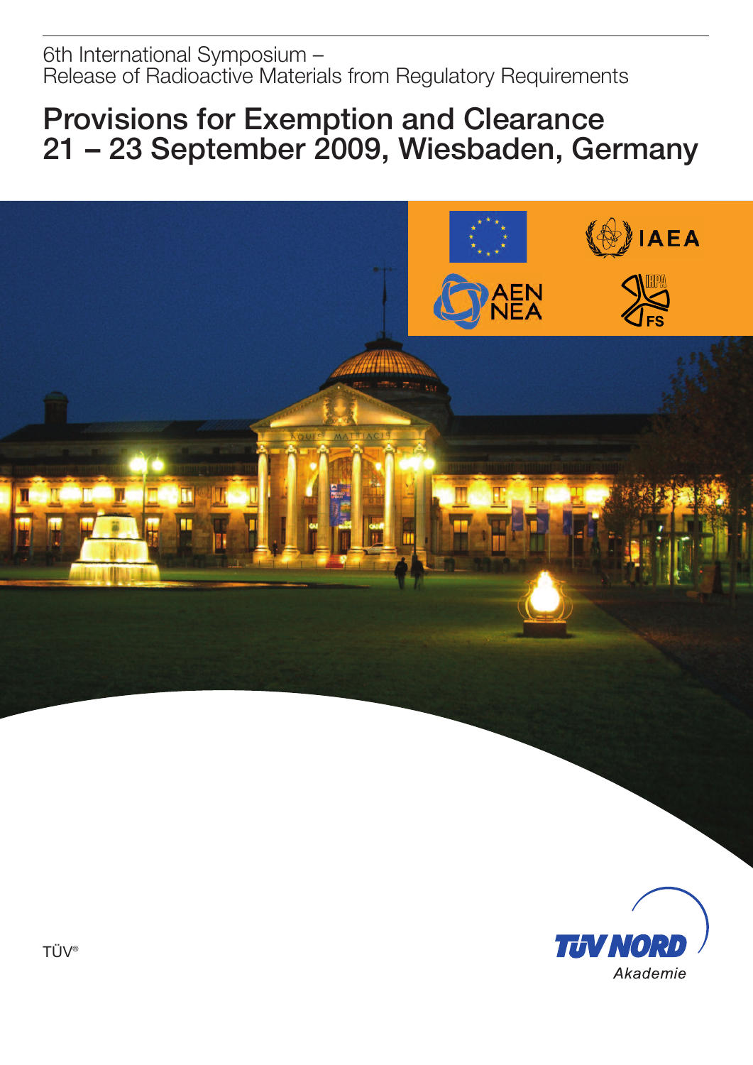6th International Symposium –
Release of Radioactive Materials from Regulatory Requirements

# Provisions for Exemption and Clearance
# 21 – 23 September 2009, Wiesbaden, Germany

IAEA

AEN
NEA

IRPA
FS

TÜV®

TÜV NORD
Akademie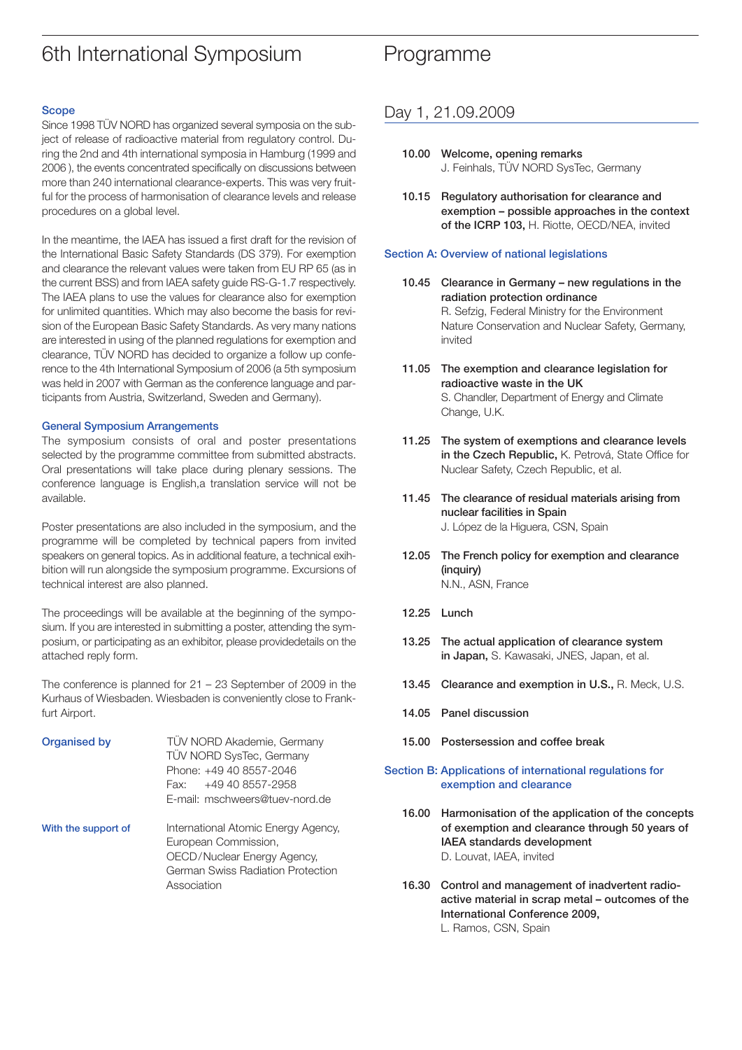# 6th International Symposium

### Scope

Since 1998 TÜV NORD has organized several symposia on the subject of release of radioactive material from regulatory control. During the 2nd and 4th international symposia in Hamburg (1999 and 2006 ), the events concentrated specifically on discussions between more than 240 international clearance-experts. This was very fruitful for the process of harmonisation of clearance levels and release procedures on a global level.

In the meantime, the IAEA has issued a first draft for the revision of the International Basic Safety Standards (DS 379). For exemption and clearance the relevant values were taken from EU RP 65 (as in the current BSS) and from IAEA safety guide RS-G-1.7 respectively. The IAEA plans to use the values for clearance also for exemption for unlimited quantities. Which may also become the basis for revision of the European Basic Safety Standards. As very many nations are interested in using of the planned regulations for exemption and clearance, TÜV NORD has decided to organize a follow up conference to the 4th International Symposium of 2006 (a 5th symposium was held in 2007 with German as the conference language and participants from Austria, Switzerland, Sweden and Germany).

### General Symposium Arrangements

The symposium consists of oral and poster presentations selected by the programme committee from submitted abstracts. Oral presentations will take place during plenary sessions. The conference language is English,a translation service will not be available.

Poster presentations are also included in the symposium, and the programme will be completed by technical papers from invited speakers on general topics. As in additional feature, a technical exhibition will run alongside the symposium programme. Excursions of technical interest are also planned.

The proceedings will be available at the beginning of the symposium. If you are interested in submitting a poster, attending the symposium, or participating as an exhibitor, please providedetails on the attached reply form.

The conference is planned for 21 – 23 September of 2009 in the Kurhaus of Wiesbaden. Wiesbaden is conveniently close to Frankfurt Airport.

**Organised by**

TÜV NORD Akademie, Germany
TÜV NORD SysTec, Germany
Phone: +49 40 8557-2046
Fax: +49 40 8557-2958
E-mail: mschweers@tuev-nord.de

**With the support of**

International Atomic Energy Agency,
European Commission,
OECD/Nuclear Energy Agency,
German Swiss Radiation Protection Association

# Programme

## Day 1, 21.09.2009

**10.00** **Welcome, opening remarks**
J. Feinhals, TÜV NORD SysTec, Germany

**10.15** **Regulatory authorisation for clearance and exemption – possible approaches in the context of the ICRP 103,** H. Riotte, OECD/NEA, invited

### Section A: Overview of national legislations

**10.45** **Clearance in Germany – new regulations in the radiation protection ordinance**
R. Sefzig, Federal Ministry for the Environment Nature Conservation and Nuclear Safety, Germany, invited

**11.05** **The exemption and clearance legislation for radioactive waste in the UK**
S. Chandler, Department of Energy and Climate Change, U.K.

**11.25** **The system of exemptions and clearance levels in the Czech Republic,** K. Petrová, State Office for Nuclear Safety, Czech Republic, et al.

**11.45** **The clearance of residual materials arising from nuclear facilities in Spain**
J. López de la Higuera, CSN, Spain

**12.05** **The French policy for exemption and clearance (inquiry)**
N.N., ASN, France

**12.25** **Lunch**

**13.25** **The actual application of clearance system in Japan,** S. Kawasaki, JNES, Japan, et al.

**13.45** **Clearance and exemption in U.S.,** R. Meck, U.S.

**14.05** **Panel discussion**

**15.00** **Postersession and coffee break**

### Section B: Applications of international regulations for exemption and clearance

**16.00** **Harmonisation of the application of the concepts of exemption and clearance through 50 years of IAEA standards development**
D. Louvat, IAEA, invited

**16.30** **Control and management of inadvertent radioactive material in scrap metal – outcomes of the International Conference 2009,**
L. Ramos, CSN, Spain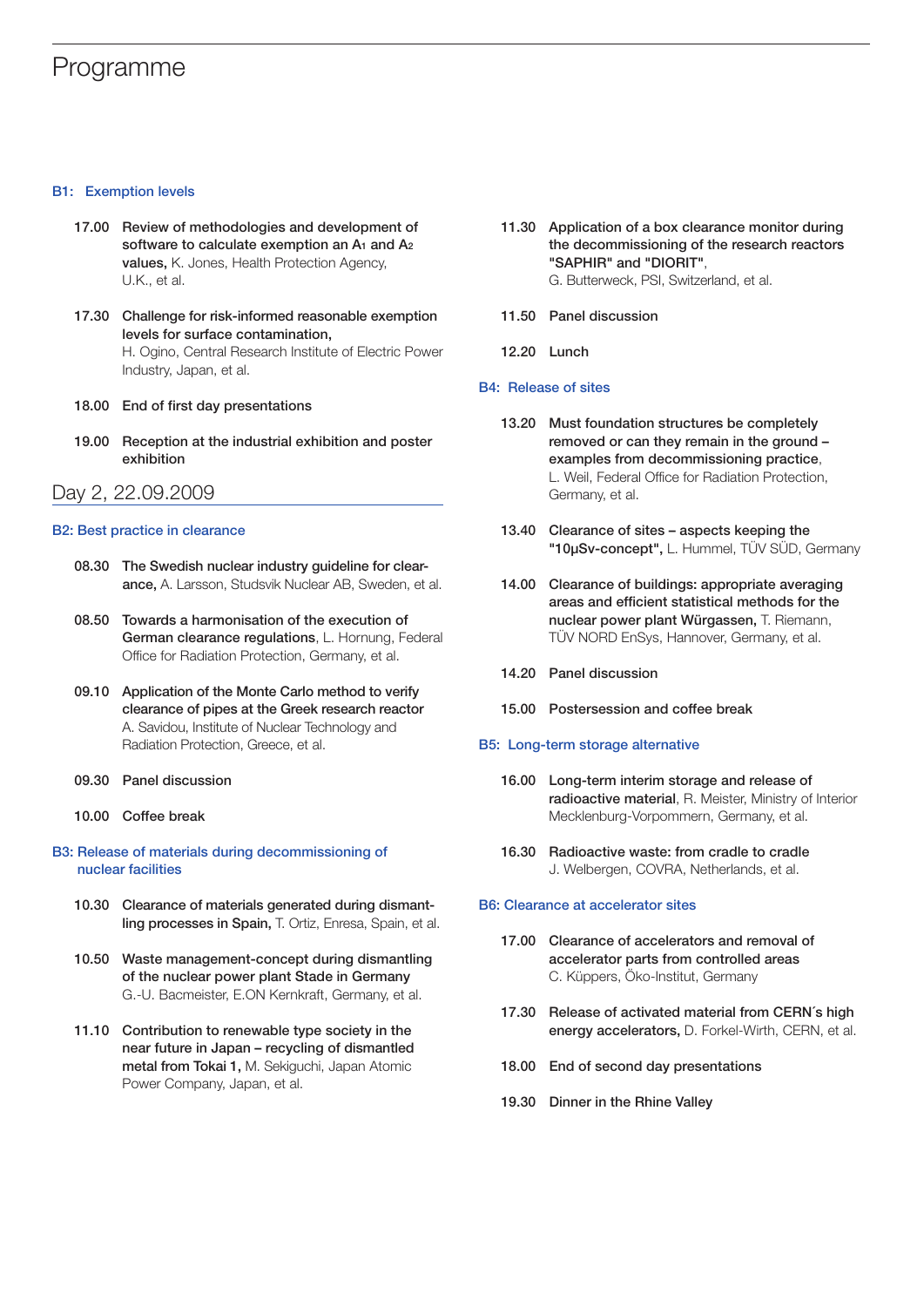# Programme

### B1: Exemption levels

17.00 **Review of methodologies and development of software to calculate exemption an $A_1$ and $A_2$ values,** K. Jones, Health Protection Agency, U.K., et al.

17.30 **Challenge for risk-informed reasonable exemption levels for surface contamination,** H. Ogino, Central Research Institute of Electric Power Industry, Japan, et al.

18.00 **End of first day presentations**

19.00 **Reception at the industrial exhibition and poster exhibition**

## Day 2, 22.09.2009

### B2: Best practice in clearance

08.30 **The Swedish nuclear industry guideline for clearance,** A. Larsson, Studsvik Nuclear AB, Sweden, et al.

08.50 **Towards a harmonisation of the execution of German clearance regulations**, L. Hornung, Federal Office for Radiation Protection, Germany, et al.

09.10 **Application of the Monte Carlo method to verify clearance of pipes at the Greek research reactor** A. Savidou, Institute of Nuclear Technology and Radiation Protection, Greece, et al.

09.30 **Panel discussion**

10.00 **Coffee break**

### B3: Release of materials during decommissioning of nuclear facilities

10.30 **Clearance of materials generated during dismantling processes in Spain,** T. Ortiz, Enresa, Spain, et al.

10.50 **Waste management-concept during dismantling of the nuclear power plant Stade in Germany** G.-U. Bacmeister, E.ON Kernkraft, Germany, et al.

11.10 **Contribution to renewable type society in the near future in Japan – recycling of dismantled metal from Tokai 1,** M. Sekiguchi, Japan Atomic Power Company, Japan, et al.

11.30 **Application of a box clearance monitor during the decommissioning of the research reactors "SAPHIR" and "DIORIT",** G. Butterweck, PSI, Switzerland, et al.

11.50 **Panel discussion**

12.20 **Lunch**

### B4: Release of sites

13.20 **Must foundation structures be completely removed or can they remain in the ground – examples from decommissioning practice,** L. Weil, Federal Office for Radiation Protection, Germany, et al.

13.40 **Clearance of sites – aspects keeping the "10µSv-concept",** L. Hummel, TÜV SÜD, Germany

14.00 **Clearance of buildings: appropriate averaging areas and efficient statistical methods for the nuclear power plant Würgassen,** T. Riemann, TÜV NORD EnSys, Hannover, Germany, et al.

14.20 **Panel discussion**

15.00 **Postersession and coffee break**

### B5: Long-term storage alternative

16.00 **Long-term interim storage and release of radioactive material**, R. Meister, Ministry of Interior Mecklenburg-Vorpommern, Germany, et al.

16.30 **Radioactive waste: from cradle to cradle** J. Welbergen, COVRA, Netherlands, et al.

### B6: Clearance at accelerator sites

17.00 **Clearance of accelerators and removal of accelerator parts from controlled areas** C. Küppers, Öko-Institut, Germany

17.30 **Release of activated material from CERN´s high energy accelerators,** D. Forkel-Wirth, CERN, et al.

18.00 **End of second day presentations**

19.30 **Dinner in the Rhine Valley**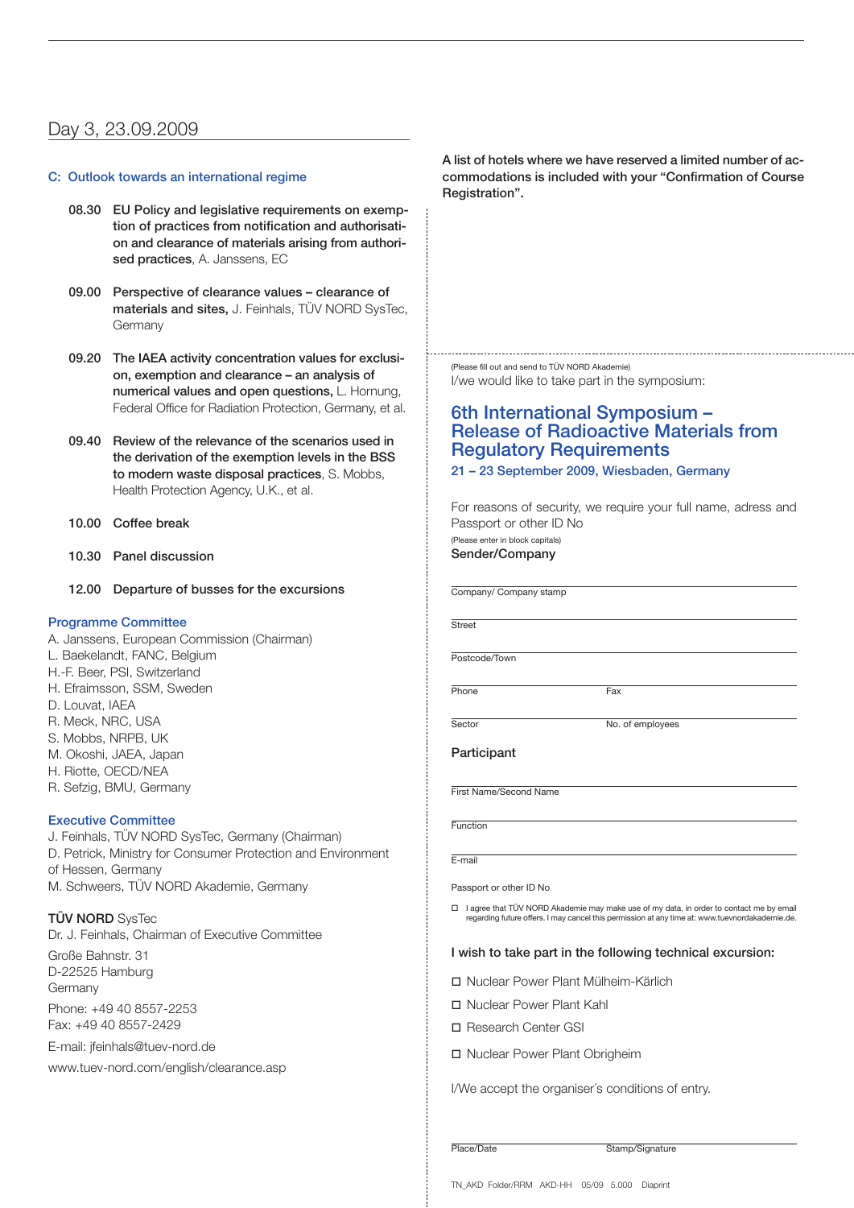## Day 3, 23.09.2009

### C: Outlook towards an international regime

- **08.30** **EU Policy and legislative requirements on exemption of practices from notification and authorisation and clearance of materials arising from authorised practices**, A. Janssens, EC
- **09.00** **Perspective of clearance values – clearance of materials and sites,** J. Feinhals, TÜV NORD SysTec, Germany
- **09.20** **The IAEA activity concentration values for exclusion, exemption and clearance – an analysis of numerical values and open questions,** L. Hornung, Federal Office for Radiation Protection, Germany, et al.
- **09.40** **Review of the relevance of the scenarios used in the derivation of the exemption levels in the BSS to modern waste disposal practices**, S. Mobbs, Health Protection Agency, U.K., et al.
- **10.00** **Coffee break**
- **10.30** **Panel discussion**
- **12.00** **Departure of busses for the excursions**

### Programme Committee

A. Janssens, European Commission (Chairman)
L. Baekelandt, FANC, Belgium
H.-F. Beer, PSI, Switzerland
H. Efraimsson, SSM, Sweden
D. Louvat, IAEA
R. Meck, NRC, USA
S. Mobbs, NRPB, UK
M. Okoshi, JAEA, Japan
H. Riotte, OECD/NEA
R. Sefzig, BMU, Germany

### Executive Committee

J. Feinhals, TÜV NORD SysTec, Germany (Chairman)
D. Petrick, Ministry for Consumer Protection and Environment of Hessen, Germany
M. Schweers, TÜV NORD Akademie, Germany

**TÜV NORD** SysTec
Dr. J. Feinhals, Chairman of Executive Committee

Große Bahnstr. 31
D-22525 Hamburg
Germany

Phone: +49 40 8557-2253
Fax: +49 40 8557-2429

E-mail: jfeinhals@tuev-nord.de

www.tuev-nord.com/english/clearance.asp

**A list of hotels where we have reserved a limited number of accommodations is included with your "Confirmation of Course Registration".**

(Please fill out and send to TÜV NORD Akademie)

I/we would like to take part in the symposium:

## 6th International Symposium – Release of Radioactive Materials from Regulatory Requirements

**21 – 23 September 2009, Wiesbaden, Germany**

For reasons of security, we require your full name, adress and Passport or other ID No

(Please enter in block capitals)

**Sender/Company**

Company/ Company stamp

Street

Postcode/Town

Phone | Fax

Sector | No. of employees

**Participant**

First Name/Second Name

Function

E-mail

Passport or other ID No

☐ I agree that TÜV NORD Akademie may make use of my data, in order to contact me by email regarding future offers. I may cancel this permission at any time at: www.tuevnordakademie.de.

**I wish to take part in the following technical excursion:**

☐ Nuclear Power Plant Mülheim-Kärlich

☐ Nuclear Power Plant Kahl

☐ Research Center GSI

☐ Nuclear Power Plant Obrigheim

I/We accept the organiser´s conditions of entry.

Place/Date | Stamp/Signature

TN_AKD Folder/RRM AKD-HH 05/09 5.000 Diaprint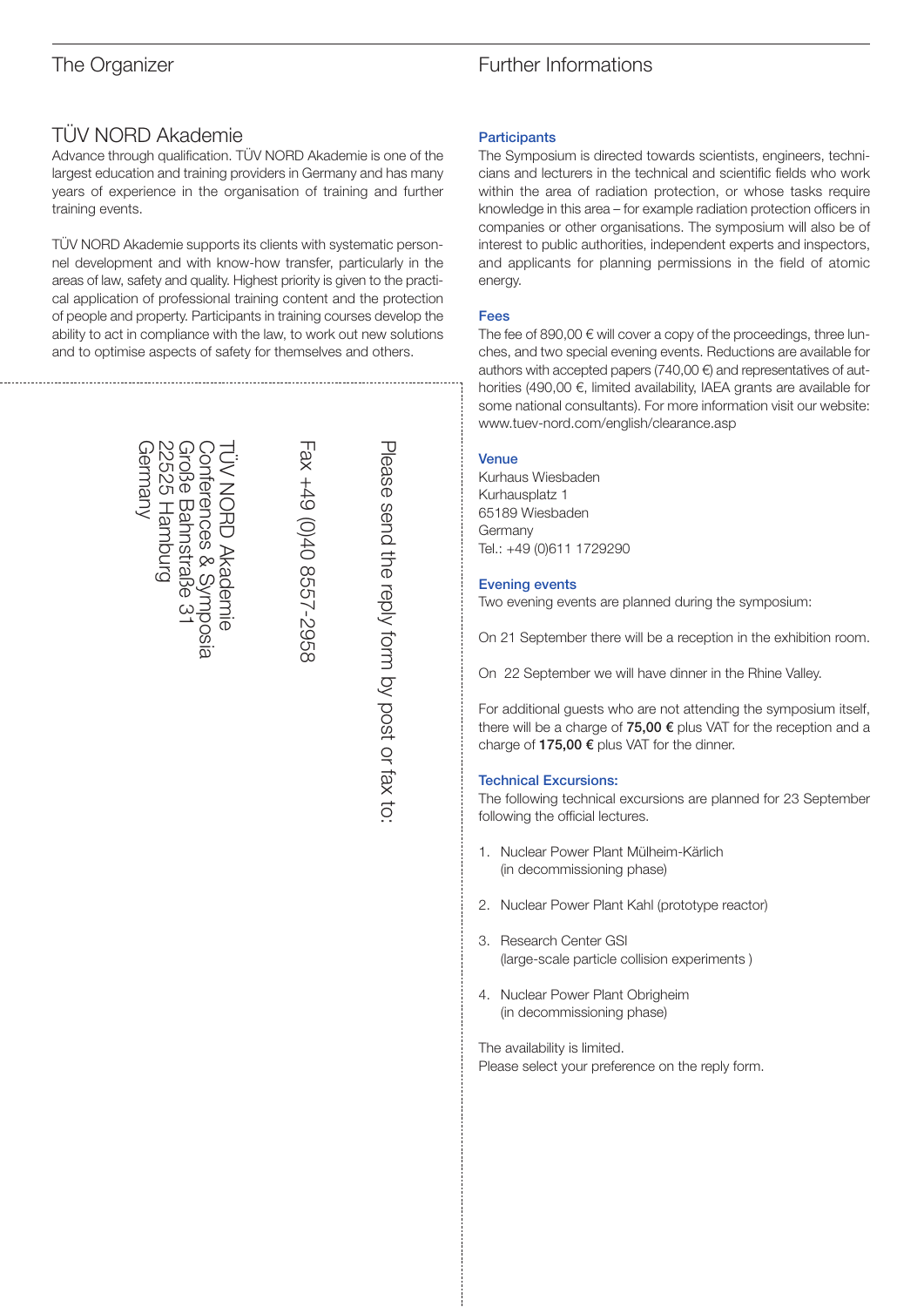## The Organizer

### TÜV NORD Akademie

Advance through qualification. TÜV NORD Akademie is one of the largest education and training providers in Germany and has many years of experience in the organisation of training and further training events.

TÜV NORD Akademie supports its clients with systematic personnel development and with know-how transfer, particularly in the areas of law, safety and quality. Highest priority is given to the practical application of professional training content and the protection of people and property. Participants in training courses develop the ability to act in compliance with the law, to work out new solutions and to optimise aspects of safety for themselves and others.

Please send the reply form by post or fax to:

Fax +49 (0)40 8557-2958

TÜV NORD Akademie
Conferences & Symposia
Große Bahnstraße 31
22525 Hamburg
Germany

## Further Informations

### Participants

The Symposium is directed towards scientists, engineers, technicians and lecturers in the technical and scientific fields who work within the area of radiation protection, or whose tasks require knowledge in this area – for example radiation protection officers in companies or other organisations. The symposium will also be of interest to public authorities, independent experts and inspectors, and applicants for planning permissions in the field of atomic energy.

### Fees

The fee of 890,00 € will cover a copy of the proceedings, three lunches, and two special evening events. Reductions are available for authors with accepted papers (740,00 €) and representatives of authorities (490,00 €, limited availability, IAEA grants are available for some national consultants). For more information visit our website: www.tuev-nord.com/english/clearance.asp

### Venue

Kurhaus Wiesbaden
Kurhausplatz 1
65189 Wiesbaden
Germany
Tel.: +49 (0)611 1729290

### Evening events

Two evening events are planned during the symposium:

On 21 September there will be a reception in the exhibition room.

On 22 September we will have dinner in the Rhine Valley.

For additional guests who are not attending the symposium itself, there will be a charge of **75,00 €** plus VAT for the reception and a charge of **175,00 €** plus VAT for the dinner.

### Technical Excursions:

The following technical excursions are planned for 23 September following the official lectures.

1. Nuclear Power Plant Mülheim-Kärlich (in decommissioning phase)
2. Nuclear Power Plant Kahl (prototype reactor)
3. Research Center GSI (large-scale particle collision experiments )
4. Nuclear Power Plant Obrigheim (in decommissioning phase)

The availability is limited.
Please select your preference on the reply form.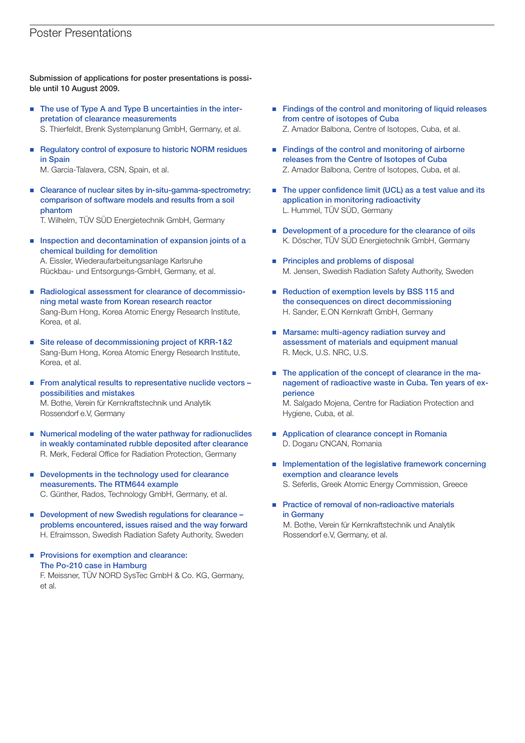# Poster Presentations

**Submission of applications for poster presentations is possible until 10 August 2009.**

- **The use of Type A and Type B uncertainties in the interpretation of clearance measurements**
  S. Thierfeldt, Brenk Systemplanung GmbH, Germany, et al.

- **Regulatory control of exposure to historic NORM residues in Spain**
  M. Garcia-Talavera, CSN, Spain, et al.

- **Clearance of nuclear sites by in-situ-gamma-spectrometry: comparison of software models and results from a soil phantom**
  T. Wilhelm, TÜV SÜD Energietechnik GmbH, Germany

- **Inspection and decontamination of expansion joints of a chemical building for demolition**
  A. Eissler, Wiederaufarbeitungsanlage Karlsruhe Rückbau- und Entsorgungs-GmbH, Germany, et al.

- **Radiological assessment for clearance of decommissioning metal waste from Korean research reactor**
  Sang-Bum Hong, Korea Atomic Energy Research Institute, Korea, et al.

- **Site release of decommissioning project of KRR-1&2**
  Sang-Bum Hong, Korea Atomic Energy Research Institute, Korea, et al.

- **From analytical results to representative nuclide vectors – possibilities and mistakes**
  M. Bothe, Verein für Kernkraftstechnik und Analytik Rossendorf e.V, Germany

- **Numerical modeling of the water pathway for radionuclides in weakly contaminated rubble deposited after clearance**
  R. Merk, Federal Office for Radiation Protection, Germany

- **Developments in the technology used for clearance measurements. The RTM644 example**
  C. Günther, Rados, Technology GmbH, Germany, et al.

- **Development of new Swedish regulations for clearance – problems encountered, issues raised and the way forward**
  H. Efraimsson, Swedish Radiation Safety Authority, Sweden

- **Provisions for exemption and clearance: The Po-210 case in Hamburg**
  F. Meissner, TÜV NORD SysTec GmbH & Co. KG, Germany, et al.

- **Findings of the control and monitoring of liquid releases from centre of isotopes of Cuba**
  Z. Amador Balbona, Centre of Isotopes, Cuba, et al.

- **Findings of the control and monitoring of airborne releases from the Centre of Isotopes of Cuba**
  Z. Amador Balbona, Centre of Isotopes, Cuba, et al.

- **The upper confidence limit (UCL) as a test value and its application in monitoring radioactivity**
  L. Hummel, TÜV SÜD, Germany

- **Development of a procedure for the clearance of oils**
  K. Döscher, TÜV SÜD Energietechnik GmbH, Germany

- **Principles and problems of disposal**
  M. Jensen, Swedish Radiation Safety Authority, Sweden

- **Reduction of exemption levels by BSS 115 and the consequences on direct decommissioning**
  H. Sander, E.ON Kernkraft GmbH, Germany

- **Marsame: multi-agency radiation survey and assessment of materials and equipment manual**
  R. Meck, U.S. NRC, U.S.

- **The application of the concept of clearance in the management of radioactive waste in Cuba. Ten years of experience**
  M. Salgado Mojena, Centre for Radiation Protection and Hygiene, Cuba, et al.

- **Application of clearance concept in Romania**
  D. Dogaru CNCAN, Romania

- **Implementation of the legislative framework concerning exemption and clearance levels**
  S. Seferlis, Greek Atomic Energy Commission, Greece

- **Practice of removal of non-radioactive materials in Germany**
  M. Bothe, Verein für Kernkraftstechnik und Analytik Rossendorf e.V, Germany, et al.